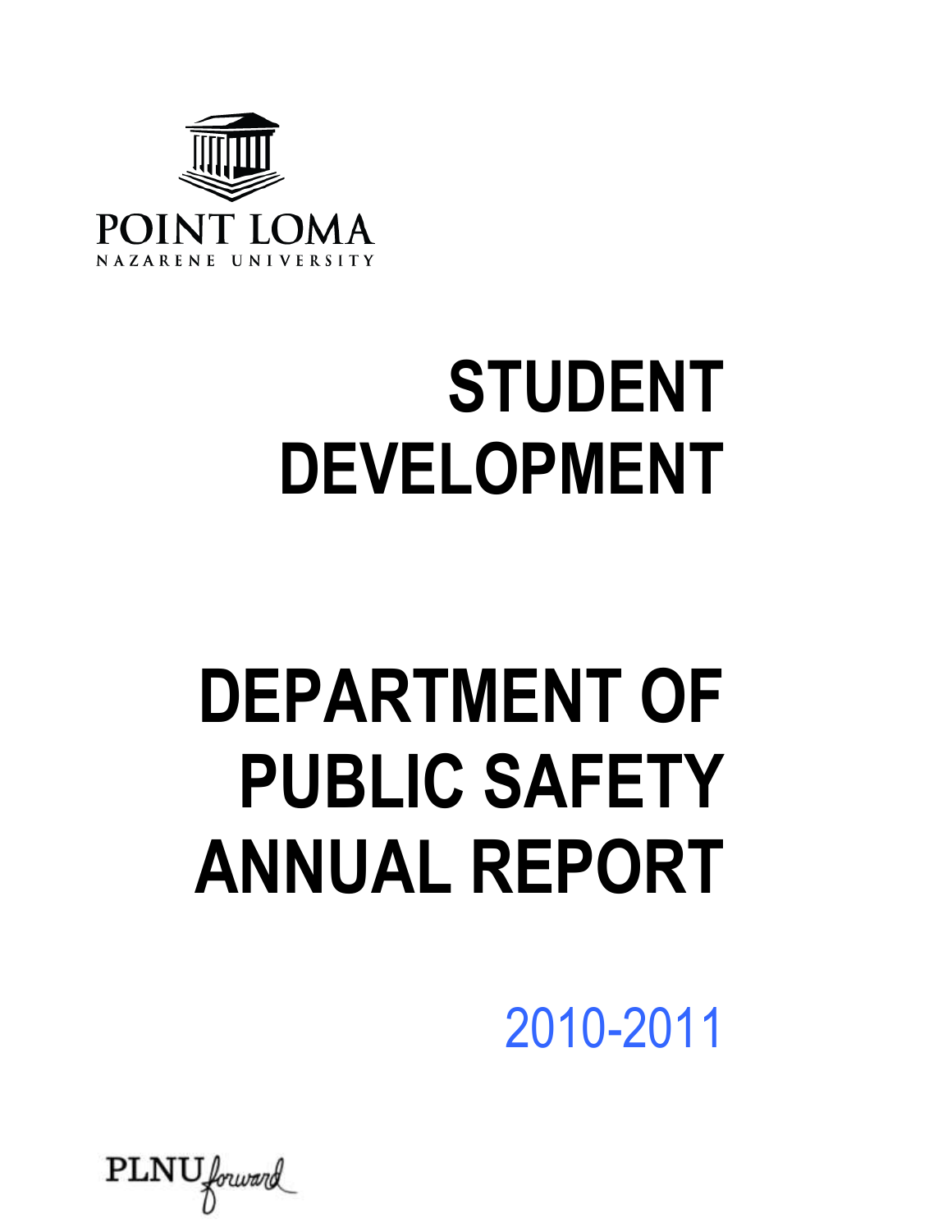POINT LOMA
NAZARENE UNIVERSITY

# STUDENT DEVELOPMENT

# DEPARTMENT OF PUBLIC SAFETY ANNUAL REPORT

2010-2011

PLNU forward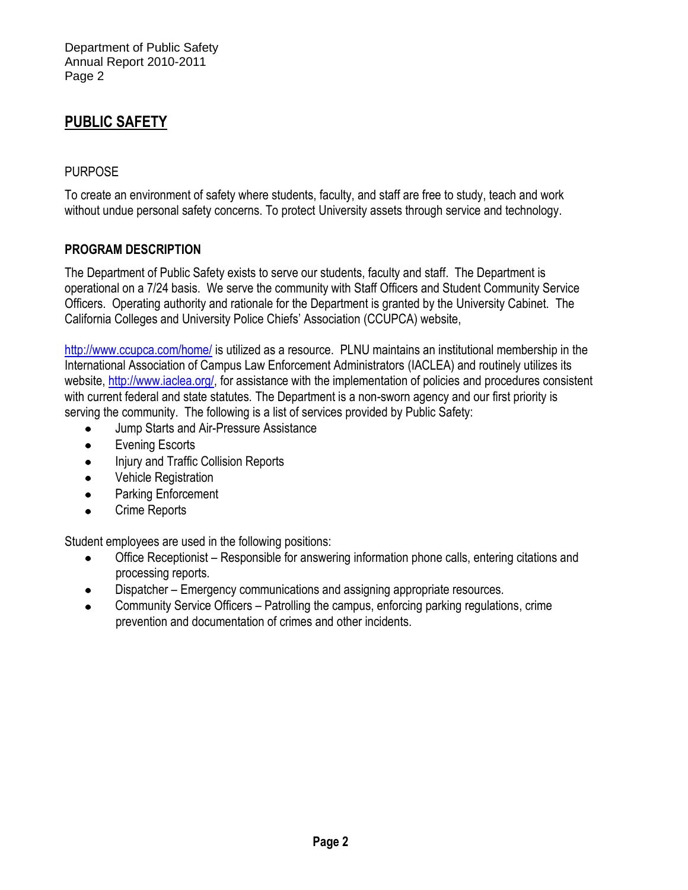## PUBLIC SAFETY

PURPOSE

To create an environment of safety where students, faculty, and staff are free to study, teach and work without undue personal safety concerns. To protect University assets through service and technology.

**PROGRAM DESCRIPTION**

The Department of Public Safety exists to serve our students, faculty and staff. The Department is operational on a 7/24 basis. We serve the community with Staff Officers and Student Community Service Officers. Operating authority and rationale for the Department is granted by the University Cabinet. The California Colleges and University Police Chiefs' Association (CCUPCA) website,

http://www.ccupca.com/home/ is utilized as a resource. PLNU maintains an institutional membership in the International Association of Campus Law Enforcement Administrators (IACLEA) and routinely utilizes its website, http://www.iaclea.org/, for assistance with the implementation of policies and procedures consistent with current federal and state statutes. The Department is a non-sworn agency and our first priority is serving the community. The following is a list of services provided by Public Safety:

- Jump Starts and Air-Pressure Assistance
- Evening Escorts
- Injury and Traffic Collision Reports
- Vehicle Registration
- Parking Enforcement
- Crime Reports

Student employees are used in the following positions:

- Office Receptionist – Responsible for answering information phone calls, entering citations and processing reports.
- Dispatcher – Emergency communications and assigning appropriate resources.
- Community Service Officers – Patrolling the campus, enforcing parking regulations, crime prevention and documentation of crimes and other incidents.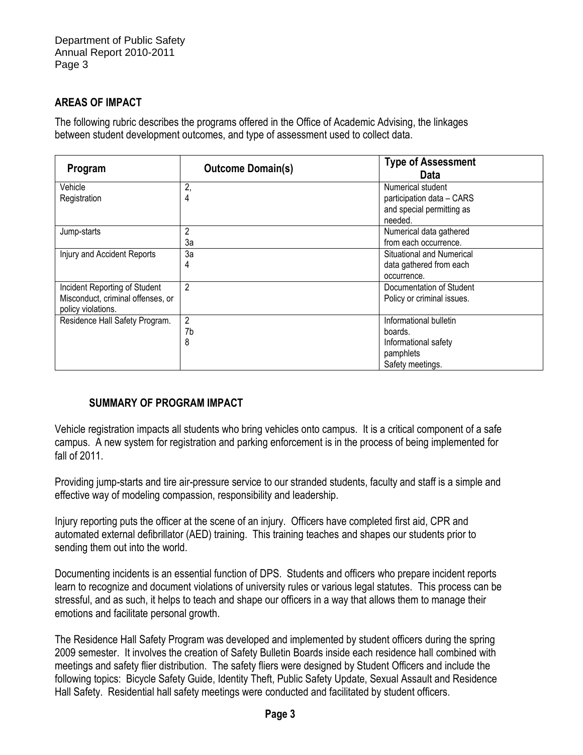## AREAS OF IMPACT

The following rubric describes the programs offered in the Office of Academic Advising, the linkages between student development outcomes, and type of assessment used to collect data.

| Program | Outcome Domain(s) | Type of Assessment Data |
| --- | --- | --- |
| Vehicle Registration | 2, 4 | Numerical student participation data – CARS and special permitting as needed. |
| Jump-starts | 2 3a | Numerical data gathered from each occurrence. |
| Injury and Accident Reports | 3a 4 | Situational and Numerical data gathered from each occurrence. |
| Incident Reporting of Student Misconduct, criminal offenses, or policy violations. | 2 | Documentation of Student Policy or criminal issues. |
| Residence Hall Safety Program. | 2 7b 8 | Informational bulletin boards. Informational safety pamphlets Safety meetings. |

### SUMMARY OF PROGRAM IMPACT

Vehicle registration impacts all students who bring vehicles onto campus. It is a critical component of a safe campus. A new system for registration and parking enforcement is in the process of being implemented for fall of 2011.

Providing jump-starts and tire air-pressure service to our stranded students, faculty and staff is a simple and effective way of modeling compassion, responsibility and leadership.

Injury reporting puts the officer at the scene of an injury. Officers have completed first aid, CPR and automated external defibrillator (AED) training. This training teaches and shapes our students prior to sending them out into the world.

Documenting incidents is an essential function of DPS. Students and officers who prepare incident reports learn to recognize and document violations of university rules or various legal statutes. This process can be stressful, and as such, it helps to teach and shape our officers in a way that allows them to manage their emotions and facilitate personal growth.

The Residence Hall Safety Program was developed and implemented by student officers during the spring 2009 semester. It involves the creation of Safety Bulletin Boards inside each residence hall combined with meetings and safety flier distribution. The safety fliers were designed by Student Officers and include the following topics: Bicycle Safety Guide, Identity Theft, Public Safety Update, Sexual Assault and Residence Hall Safety. Residential hall safety meetings were conducted and facilitated by student officers.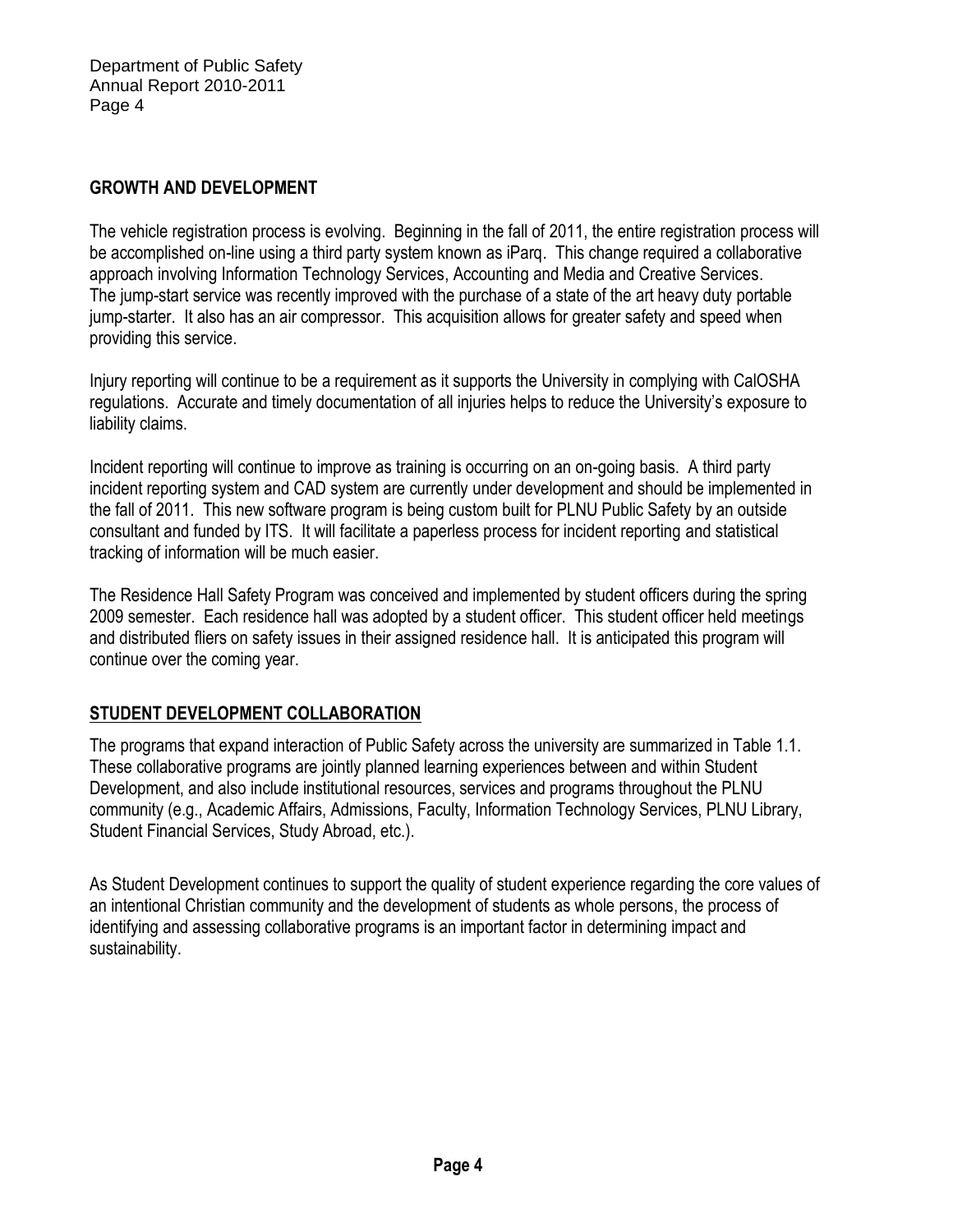## GROWTH AND DEVELOPMENT

The vehicle registration process is evolving. Beginning in the fall of 2011, the entire registration process will be accomplished on-line using a third party system known as iParq. This change required a collaborative approach involving Information Technology Services, Accounting and Media and Creative Services. The jump-start service was recently improved with the purchase of a state of the art heavy duty portable jump-starter. It also has an air compressor. This acquisition allows for greater safety and speed when providing this service.

Injury reporting will continue to be a requirement as it supports the University in complying with CalOSHA regulations. Accurate and timely documentation of all injuries helps to reduce the University's exposure to liability claims.

Incident reporting will continue to improve as training is occurring on an on-going basis. A third party incident reporting system and CAD system are currently under development and should be implemented in the fall of 2011. This new software program is being custom built for PLNU Public Safety by an outside consultant and funded by ITS. It will facilitate a paperless process for incident reporting and statistical tracking of information will be much easier.

The Residence Hall Safety Program was conceived and implemented by student officers during the spring 2009 semester. Each residence hall was adopted by a student officer. This student officer held meetings and distributed fliers on safety issues in their assigned residence hall. It is anticipated this program will continue over the coming year.

## STUDENT DEVELOPMENT COLLABORATION

The programs that expand interaction of Public Safety across the university are summarized in Table 1.1. These collaborative programs are jointly planned learning experiences between and within Student Development, and also include institutional resources, services and programs throughout the PLNU community (e.g., Academic Affairs, Admissions, Faculty, Information Technology Services, PLNU Library, Student Financial Services, Study Abroad, etc.).

As Student Development continues to support the quality of student experience regarding the core values of an intentional Christian community and the development of students as whole persons, the process of identifying and assessing collaborative programs is an important factor in determining impact and sustainability.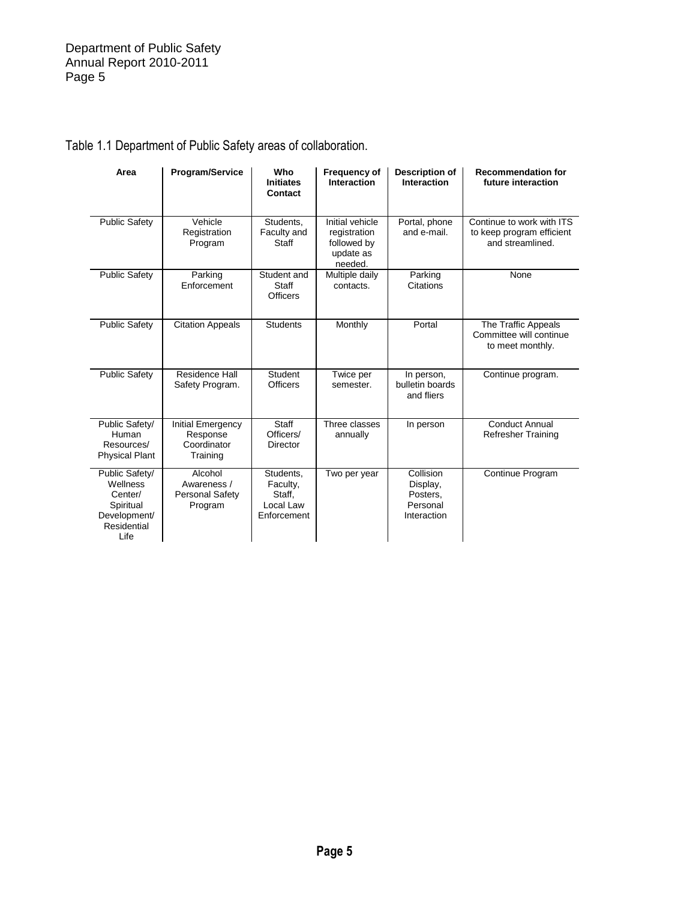Table 1.1 Department of Public Safety areas of collaboration.

| Area | Program/Service | Who Initiates Contact | Frequency of Interaction | Description of Interaction | Recommendation for future interaction |
|---|---|---|---|---|---|
| Public Safety | Vehicle Registration Program | Students, Faculty and Staff | Initial vehicle registration followed by update as needed. | Portal, phone and e-mail. | Continue to work with ITS to keep program efficient and streamlined. |
| Public Safety | Parking Enforcement | Student and Staff Officers | Multiple daily contacts. | Parking Citations | None |
| Public Safety | Citation Appeals | Students | Monthly | Portal | The Traffic Appeals Committee will continue to meet monthly. |
| Public Safety | Residence Hall Safety Program. | Student Officers | Twice per semester. | In person, bulletin boards and fliers | Continue program. |
| Public Safety/ Human Resources/ Physical Plant | Initial Emergency Response Coordinator Training | Staff Officers/ Director | Three classes annually | In person | Conduct Annual Refresher Training |
| Public Safety/ Wellness Center/ Spiritual Development/ Residential Life | Alcohol Awareness / Personal Safety Program | Students, Faculty, Staff, Local Law Enforcement | Two per year | Collision Display, Posters, Personal Interaction | Continue Program |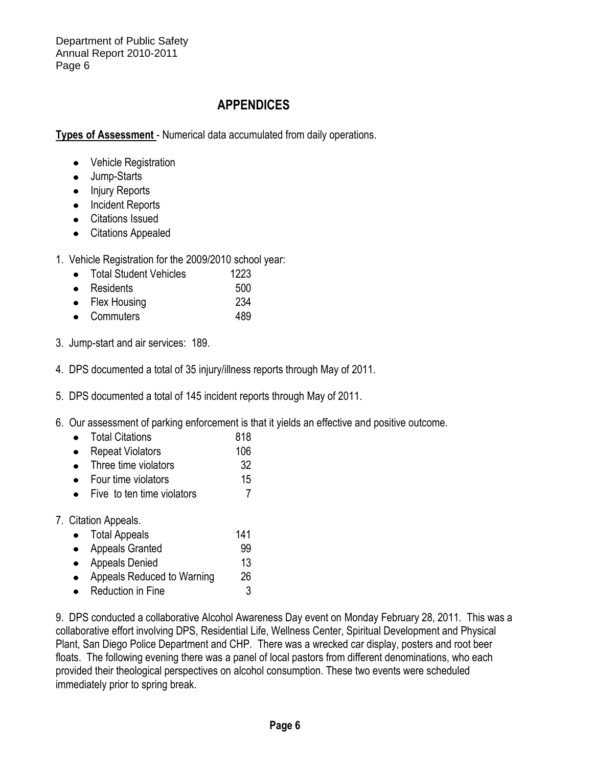# APPENDICES

**Types of Assessment** - Numerical data accumulated from daily operations.

- Vehicle Registration
- Jump-Starts
- Injury Reports
- Incident Reports
- Citations Issued
- Citations Appealed

1. Vehicle Registration for the 2009/2010 school year:

| | |
|---|---|
| Total Student Vehicles | 1223 |
| Residents | 500 |
| Flex Housing | 234 |
| Commuters | 489 |

3. Jump-start and air services: 189.

4. DPS documented a total of 35 injury/illness reports through May of 2011.

5. DPS documented a total of 145 incident reports through May of 2011.

6. Our assessment of parking enforcement is that it yields an effective and positive outcome.

| | |
|---|---|
| Total Citations | 818 |
| Repeat Violators | 106 |
| Three time violators | 32 |
| Four time violators | 15 |
| Five to ten time violators | 7 |

7. Citation Appeals.

| | |
|---|---|
| Total Appeals | 141 |
| Appeals Granted | 99 |
| Appeals Denied | 13 |
| Appeals Reduced to Warning | 26 |
| Reduction in Fine | 3 |

9. DPS conducted a collaborative Alcohol Awareness Day event on Monday February 28, 2011. This was a collaborative effort involving DPS, Residential Life, Wellness Center, Spiritual Development and Physical Plant, San Diego Police Department and CHP. There was a wrecked car display, posters and root beer floats. The following evening there was a panel of local pastors from different denominations, who each provided their theological perspectives on alcohol consumption. These two events were scheduled immediately prior to spring break.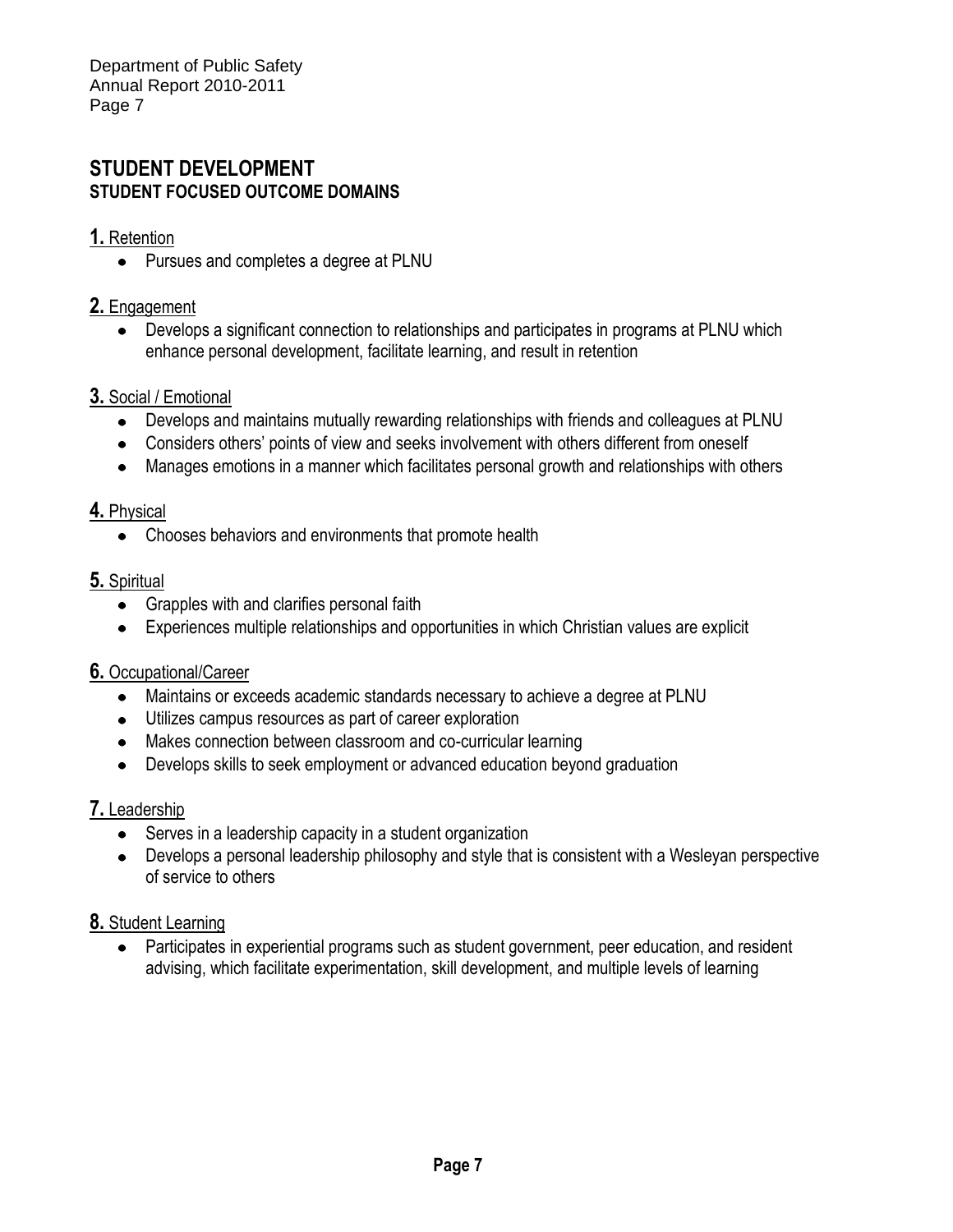## STUDENT DEVELOPMENT

### STUDENT FOCUSED OUTCOME DOMAINS

**1.** Retention

- Pursues and completes a degree at PLNU

**2.** Engagement

- Develops a significant connection to relationships and participates in programs at PLNU which enhance personal development, facilitate learning, and result in retention

**3.** Social / Emotional

- Develops and maintains mutually rewarding relationships with friends and colleagues at PLNU
- Considers others' points of view and seeks involvement with others different from oneself
- Manages emotions in a manner which facilitates personal growth and relationships with others

**4.** Physical

- Chooses behaviors and environments that promote health

**5.** Spiritual

- Grapples with and clarifies personal faith
- Experiences multiple relationships and opportunities in which Christian values are explicit

**6.** Occupational/Career

- Maintains or exceeds academic standards necessary to achieve a degree at PLNU
- Utilizes campus resources as part of career exploration
- Makes connection between classroom and co-curricular learning
- Develops skills to seek employment or advanced education beyond graduation

**7.** Leadership

- Serves in a leadership capacity in a student organization
- Develops a personal leadership philosophy and style that is consistent with a Wesleyan perspective of service to others

**8.** Student Learning

- Participates in experiential programs such as student government, peer education, and resident advising, which facilitate experimentation, skill development, and multiple levels of learning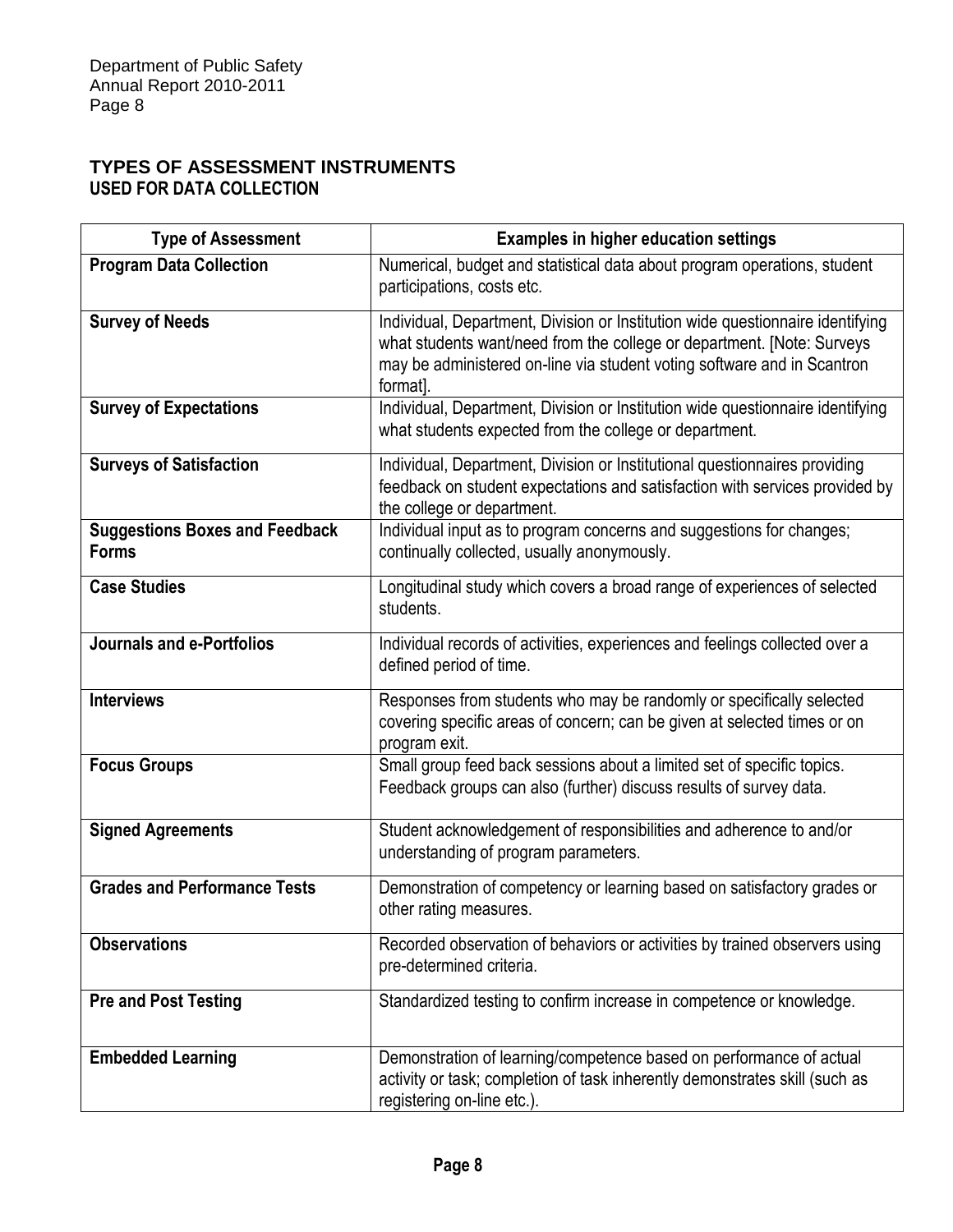## TYPES OF ASSESSMENT INSTRUMENTS
### USED FOR DATA COLLECTION

| Type of Assessment | Examples in higher education settings |
|---|---|
| **Program Data Collection** | Numerical, budget and statistical data about program operations, student participations, costs etc. |
| **Survey of Needs** | Individual, Department, Division or Institution wide questionnaire identifying what students want/need from the college or department. [Note: Surveys may be administered on-line via student voting software and in Scantron format]. |
| **Survey of Expectations** | Individual, Department, Division or Institution wide questionnaire identifying what students expected from the college or department. |
| **Surveys of Satisfaction** | Individual, Department, Division or Institutional questionnaires providing feedback on student expectations and satisfaction with services provided by the college or department. |
| **Suggestions Boxes and Feedback Forms** | Individual input as to program concerns and suggestions for changes; continually collected, usually anonymously. |
| **Case Studies** | Longitudinal study which covers a broad range of experiences of selected students. |
| **Journals and e-Portfolios** | Individual records of activities, experiences and feelings collected over a defined period of time. |
| **Interviews** | Responses from students who may be randomly or specifically selected covering specific areas of concern; can be given at selected times or on program exit. |
| **Focus Groups** | Small group feed back sessions about a limited set of specific topics. Feedback groups can also (further) discuss results of survey data. |
| **Signed Agreements** | Student acknowledgement of responsibilities and adherence to and/or understanding of program parameters. |
| **Grades and Performance Tests** | Demonstration of competency or learning based on satisfactory grades or other rating measures. |
| **Observations** | Recorded observation of behaviors or activities by trained observers using pre-determined criteria. |
| **Pre and Post Testing** | Standardized testing to confirm increase in competence or knowledge. |
| **Embedded Learning** | Demonstration of learning/competence based on performance of actual activity or task; completion of task inherently demonstrates skill (such as registering on-line etc.). |